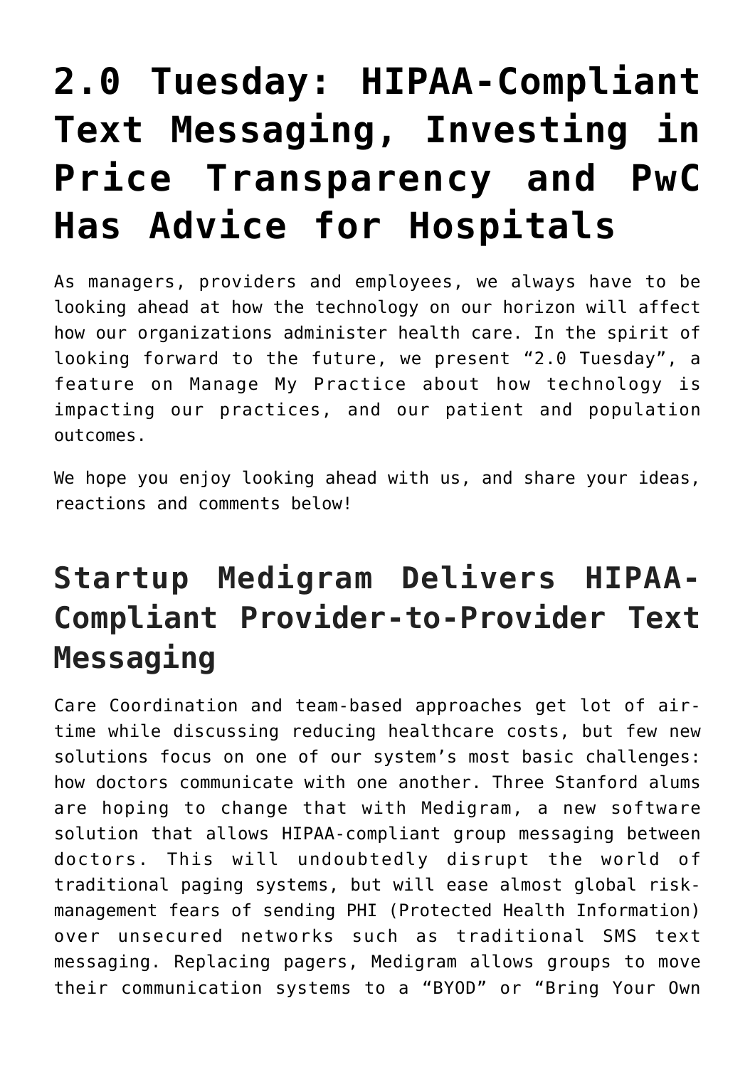# 2.0 Tuesday: HIPAA-Compliant Text Messaging, Investing in Price Transparency and PwC Has Advice for Hospitals

As managers, providers and employees, we always have to be looking ahead at how the technology on our horizon will affect how our organizations administer health care. In the spirit of looking forward to the future, we present "2.0 Tuesday", a feature on Manage My Practice about how technology is impacting our practices, and our patient and population outcomes.

We hope you enjoy looking ahead with us, and share your ideas, reactions and comments below!

## Startup Medigram Delivers HIPAA-Compliant Provider-to-Provider Text Messaging

Care Coordination and team-based approaches get lot of air-time while discussing reducing healthcare costs, but few new solutions focus on one of our system's most basic challenges: how doctors communicate with one another. Three Stanford alums are hoping to change that with Medigram, a new software solution that allows HIPAA-compliant group messaging between doctors. This will undoubtedly disrupt the world of traditional paging systems, but will ease almost global risk-management fears of sending PHI (Protected Health Information) over unsecured networks such as traditional SMS text messaging. Replacing pagers, Medigram allows groups to move their communication systems to a "BYOD" or "Bring Your Own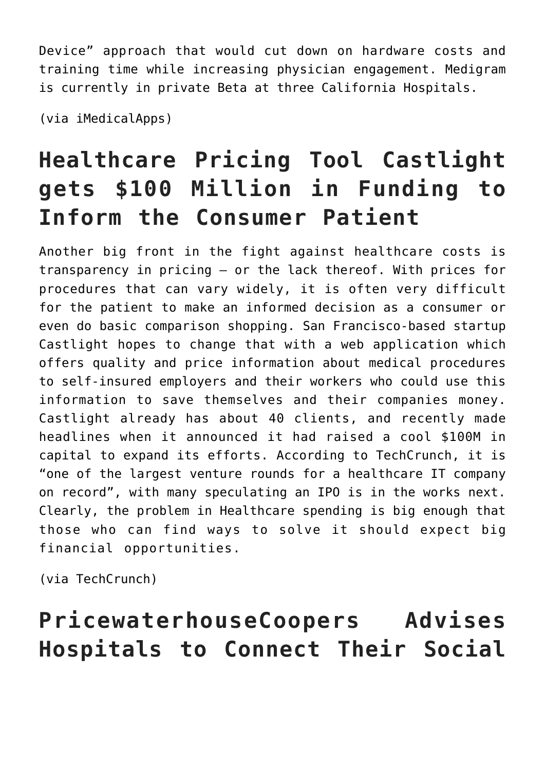Device” approach that would cut down on hardware costs and training time while increasing physician engagement. Medigram is currently in private Beta at three California Hospitals.

(via iMedicalApps)

## Healthcare Pricing Tool Castlight gets $100 Million in Funding to Inform the Consumer Patient

Another big front in the fight against healthcare costs is transparency in pricing – or the lack thereof. With prices for procedures that can vary widely, it is often very difficult for the patient to make an informed decision as a consumer or even do basic comparison shopping. San Francisco-based startup Castlight hopes to change that with a web application which offers quality and price information about medical procedures to self-insured employers and their workers who could use this information to save themselves and their companies money. Castlight already has about 40 clients, and recently made headlines when it announced it had raised a cool $100M in capital to expand its efforts. According to TechCrunch, it is “one of the largest venture rounds for a healthcare IT company on record”, with many speculating an IPO is in the works next. Clearly, the problem in Healthcare spending is big enough that those who can find ways to solve it should expect big financial opportunities.

(via TechCrunch)

## PricewaterhouseCoopers Advises Hospitals to Connect Their Social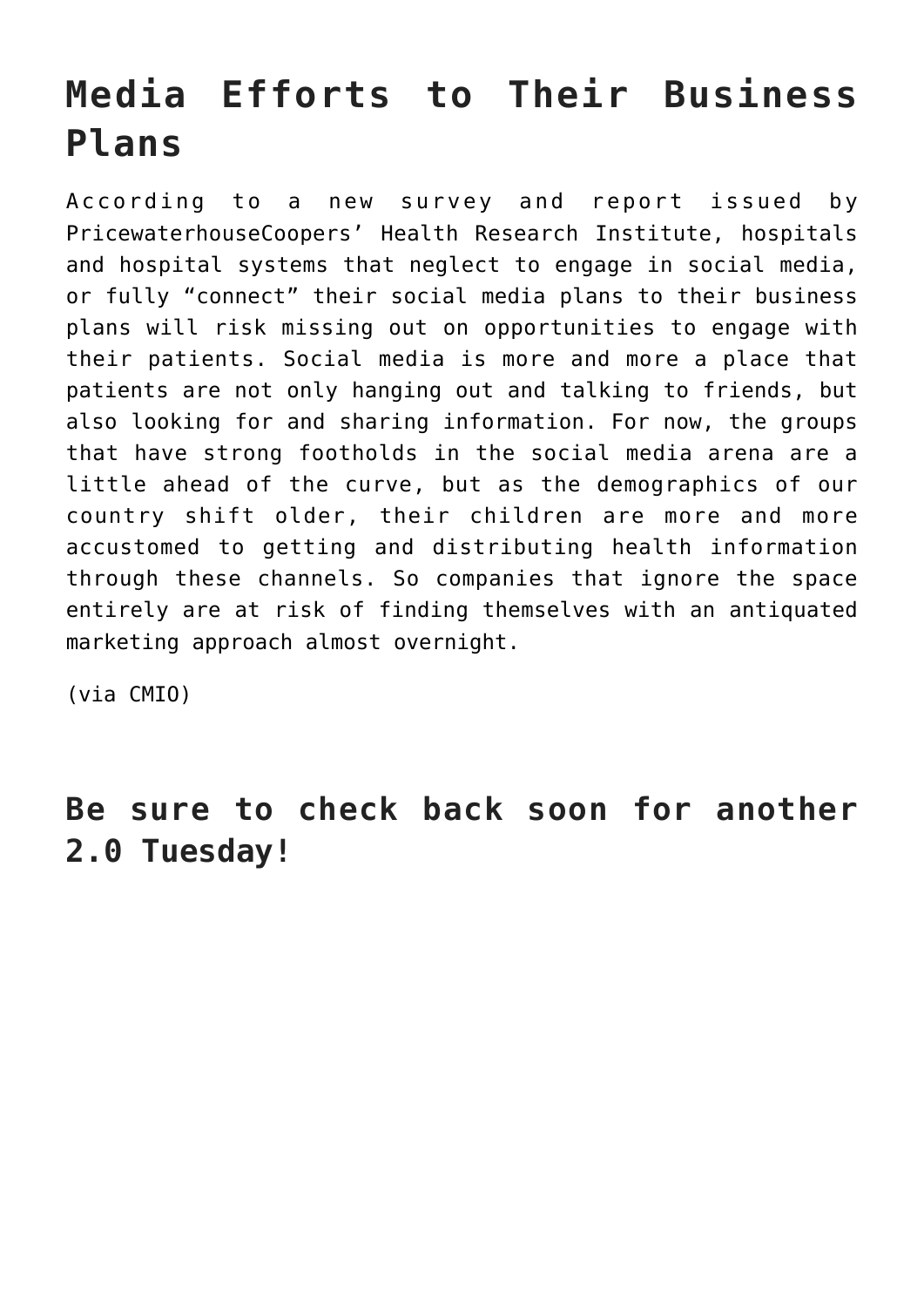## Media Efforts to Their Business Plans

According to a new survey and report issued by PricewaterhouseCoopers' Health Research Institute, hospitals and hospital systems that neglect to engage in social media, or fully "connect" their social media plans to their business plans will risk missing out on opportunities to engage with their patients. Social media is more and more a place that patients are not only hanging out and talking to friends, but also looking for and sharing information. For now, the groups that have strong footholds in the social media arena are a little ahead of the curve, but as the demographics of our country shift older, their children are more and more accustomed to getting and distributing health information through these channels. So companies that ignore the space entirely are at risk of finding themselves with an antiquated marketing approach almost overnight.

(via CMIO)

## Be sure to check back soon for another 2.0 Tuesday!